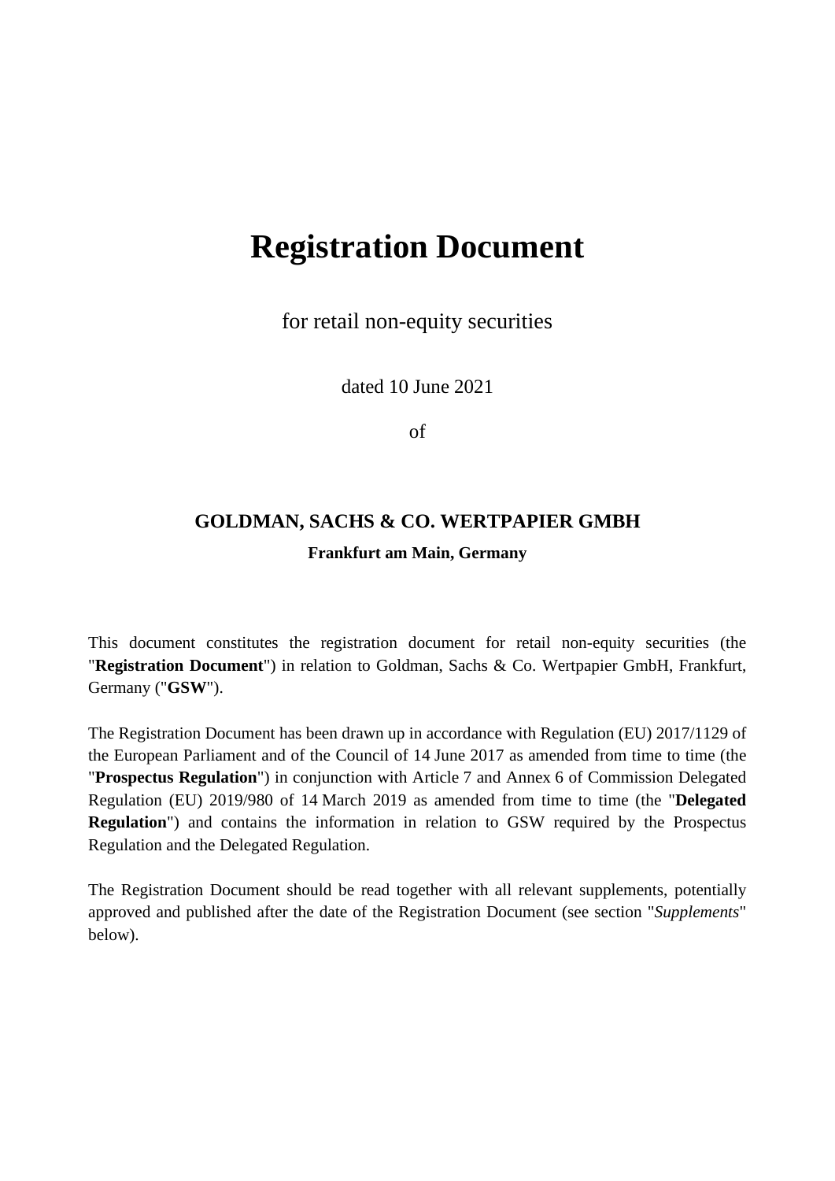# Registration Document

for retail non-equity securities

dated 10 June 2021

of

## GOLDMAN, SACHS & CO. WERTPAPIER GMBH

**Frankfurt am Main, Germany**

This document constitutes the registration document for retail non-equity securities (the "**Registration Document**") in relation to Goldman, Sachs & Co. Wertpapier GmbH, Frankfurt, Germany ("**GSW**").

The Registration Document has been drawn up in accordance with Regulation (EU) 2017/1129 of the European Parliament and of the Council of 14 June 2017 as amended from time to time (the "**Prospectus Regulation**") in conjunction with Article 7 and Annex 6 of Commission Delegated Regulation (EU) 2019/980 of 14 March 2019 as amended from time to time (the "**Delegated Regulation**") and contains the information in relation to GSW required by the Prospectus Regulation and the Delegated Regulation.

The Registration Document should be read together with all relevant supplements, potentially approved and published after the date of the Registration Document (see section "*Supplements*" below).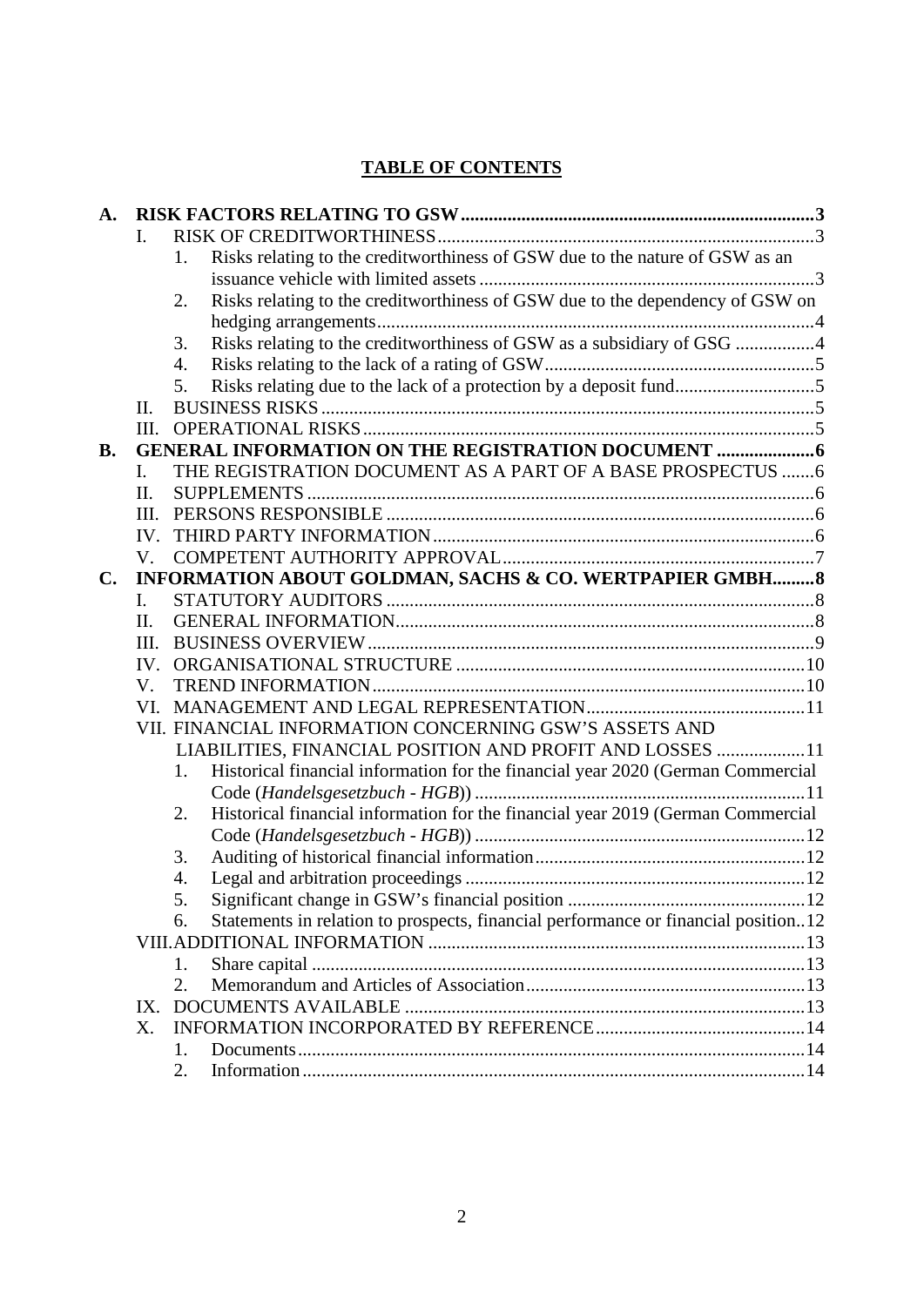**TABLE OF CONTENTS**

- **A. RISK FACTORS RELATING TO GSW** ... 3
  - I. RISK OF CREDITWORTHINESS ... 3
    1. Risks relating to the creditworthiness of GSW due to the nature of GSW as an issuance vehicle with limited assets ... 3
    2. Risks relating to the creditworthiness of GSW due to the dependency of GSW on hedging arrangements ... 4
    3. Risks relating to the creditworthiness of GSW as a subsidiary of GSG ... 4
    4. Risks relating to the lack of a rating of GSW ... 5
    5. Risks relating due to the lack of a protection by a deposit fund ... 5
  - II. BUSINESS RISKS ... 5
  - III. OPERATIONAL RISKS ... 5
- **B. GENERAL INFORMATION ON THE REGISTRATION DOCUMENT** ... 6
  - I. THE REGISTRATION DOCUMENT AS A PART OF A BASE PROSPECTUS ... 6
  - II. SUPPLEMENTS ... 6
  - III. PERSONS RESPONSIBLE ... 6
  - IV. THIRD PARTY INFORMATION ... 6
  - V. COMPETENT AUTHORITY APPROVAL ... 7
- **C. INFORMATION ABOUT GOLDMAN, SACHS & CO. WERTPAPIER GMBH** ... 8
  - I. STATUTORY AUDITORS ... 8
  - II. GENERAL INFORMATION ... 8
  - III. BUSINESS OVERVIEW ... 9
  - IV. ORGANISATIONAL STRUCTURE ... 10
  - V. TREND INFORMATION ... 10
  - VI. MANAGEMENT AND LEGAL REPRESENTATION ... 11
  - VII. FINANCIAL INFORMATION CONCERNING GSW'S ASSETS AND LIABILITIES, FINANCIAL POSITION AND PROFIT AND LOSSES ... 11
    1. Historical financial information for the financial year 2020 (German Commercial Code (*Handelsgesetzbuch - HGB*)) ... 11
    2. Historical financial information for the financial year 2019 (German Commercial Code (*Handelsgesetzbuch - HGB*)) ... 12
    3. Auditing of historical financial information ... 12
    4. Legal and arbitration proceedings ... 12
    5. Significant change in GSW's financial position ... 12
    6. Statements in relation to prospects, financial performance or financial position ... 12
  - VIII. ADDITIONAL INFORMATION ... 13
    1. Share capital ... 13
    2. Memorandum and Articles of Association ... 13
  - IX. DOCUMENTS AVAILABLE ... 13
  - X. INFORMATION INCORPORATED BY REFERENCE ... 14
    1. Documents ... 14
    2. Information ... 14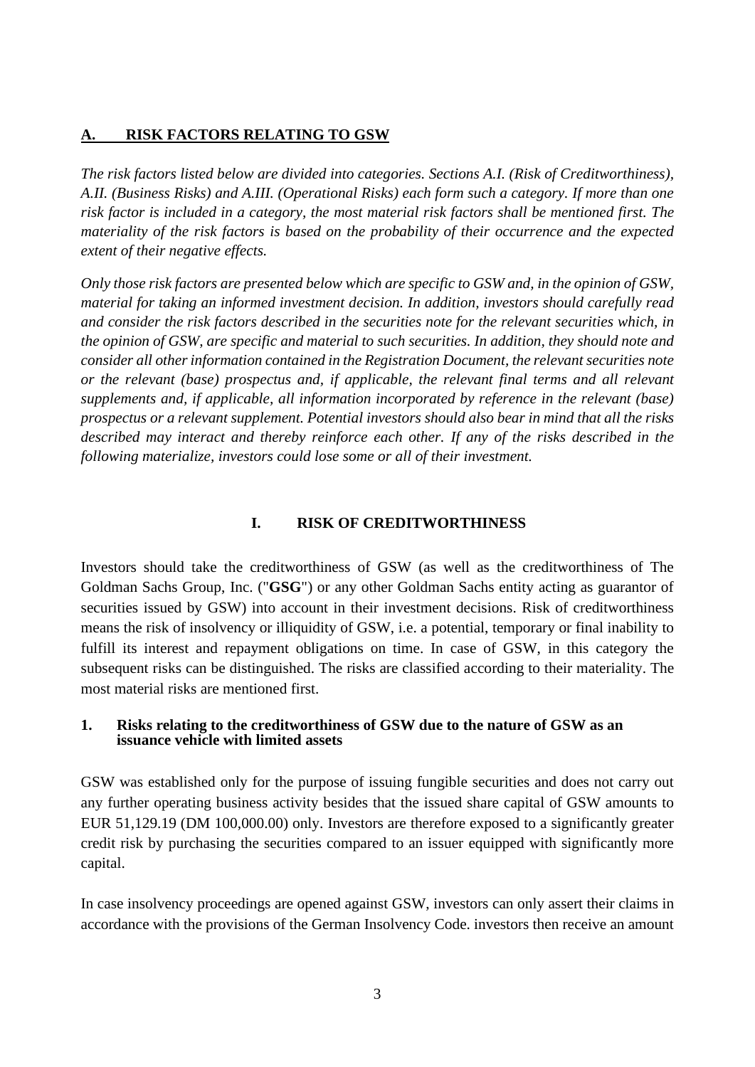## A. RISK FACTORS RELATING TO GSW

*The risk factors listed below are divided into categories. Sections A.I. (Risk of Creditworthiness), A.II. (Business Risks) and A.III. (Operational Risks) each form such a category. If more than one risk factor is included in a category, the most material risk factors shall be mentioned first. The materiality of the risk factors is based on the probability of their occurrence and the expected extent of their negative effects.*

*Only those risk factors are presented below which are specific to GSW and, in the opinion of GSW, material for taking an informed investment decision. In addition, investors should carefully read and consider the risk factors described in the securities note for the relevant securities which, in the opinion of GSW, are specific and material to such securities. In addition, they should note and consider all other information contained in the Registration Document, the relevant securities note or the relevant (base) prospectus and, if applicable, the relevant final terms and all relevant supplements and, if applicable, all information incorporated by reference in the relevant (base) prospectus or a relevant supplement. Potential investors should also bear in mind that all the risks described may interact and thereby reinforce each other. If any of the risks described in the following materialize, investors could lose some or all of their investment.*

### I. RISK OF CREDITWORTHINESS

Investors should take the creditworthiness of GSW (as well as the creditworthiness of The Goldman Sachs Group, Inc. ("**GSG**") or any other Goldman Sachs entity acting as guarantor of securities issued by GSW) into account in their investment decisions. Risk of creditworthiness means the risk of insolvency or illiquidity of GSW, i.e. a potential, temporary or final inability to fulfill its interest and repayment obligations on time. In case of GSW, in this category the subsequent risks can be distinguished. The risks are classified according to their materiality. The most material risks are mentioned first.

#### 1. Risks relating to the creditworthiness of GSW due to the nature of GSW as an issuance vehicle with limited assets

GSW was established only for the purpose of issuing fungible securities and does not carry out any further operating business activity besides that the issued share capital of GSW amounts to EUR 51,129.19 (DM 100,000.00) only. Investors are therefore exposed to a significantly greater credit risk by purchasing the securities compared to an issuer equipped with significantly more capital.

In case insolvency proceedings are opened against GSW, investors can only assert their claims in accordance with the provisions of the German Insolvency Code. investors then receive an amount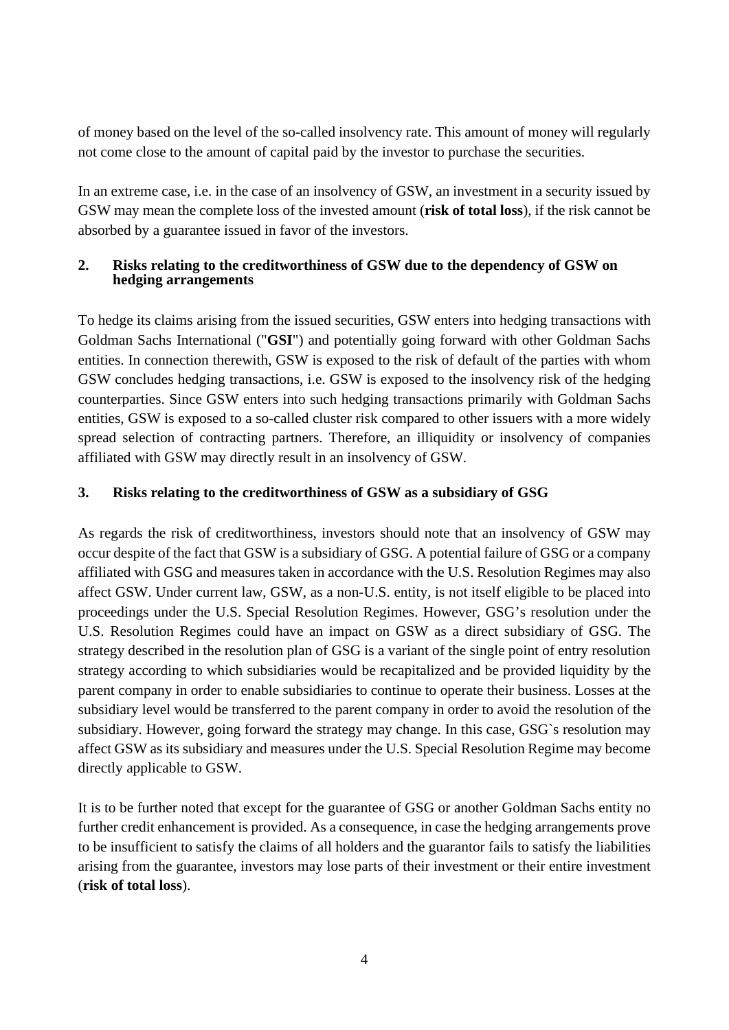of money based on the level of the so-called insolvency rate. This amount of money will regularly not come close to the amount of capital paid by the investor to purchase the securities.

In an extreme case, i.e. in the case of an insolvency of GSW, an investment in a security issued by GSW may mean the complete loss of the invested amount (**risk of total loss**), if the risk cannot be absorbed by a guarantee issued in favor of the investors.

### 2. Risks relating to the creditworthiness of GSW due to the dependency of GSW on hedging arrangements

To hedge its claims arising from the issued securities, GSW enters into hedging transactions with Goldman Sachs International ("**GSI**") and potentially going forward with other Goldman Sachs entities. In connection therewith, GSW is exposed to the risk of default of the parties with whom GSW concludes hedging transactions, i.e. GSW is exposed to the insolvency risk of the hedging counterparties. Since GSW enters into such hedging transactions primarily with Goldman Sachs entities, GSW is exposed to a so-called cluster risk compared to other issuers with a more widely spread selection of contracting partners. Therefore, an illiquidity or insolvency of companies affiliated with GSW may directly result in an insolvency of GSW.

### 3. Risks relating to the creditworthiness of GSW as a subsidiary of GSG

As regards the risk of creditworthiness, investors should note that an insolvency of GSW may occur despite of the fact that GSW is a subsidiary of GSG. A potential failure of GSG or a company affiliated with GSG and measures taken in accordance with the U.S. Resolution Regimes may also affect GSW. Under current law, GSW, as a non-U.S. entity, is not itself eligible to be placed into proceedings under the U.S. Special Resolution Regimes. However, GSG's resolution under the U.S. Resolution Regimes could have an impact on GSW as a direct subsidiary of GSG. The strategy described in the resolution plan of GSG is a variant of the single point of entry resolution strategy according to which subsidiaries would be recapitalized and be provided liquidity by the parent company in order to enable subsidiaries to continue to operate their business. Losses at the subsidiary level would be transferred to the parent company in order to avoid the resolution of the subsidiary. However, going forward the strategy may change. In this case, GSG`s resolution may affect GSW as its subsidiary and measures under the U.S. Special Resolution Regime may become directly applicable to GSW.

It is to be further noted that except for the guarantee of GSG or another Goldman Sachs entity no further credit enhancement is provided. As a consequence, in case the hedging arrangements prove to be insufficient to satisfy the claims of all holders and the guarantor fails to satisfy the liabilities arising from the guarantee, investors may lose parts of their investment or their entire investment (**risk of total loss**).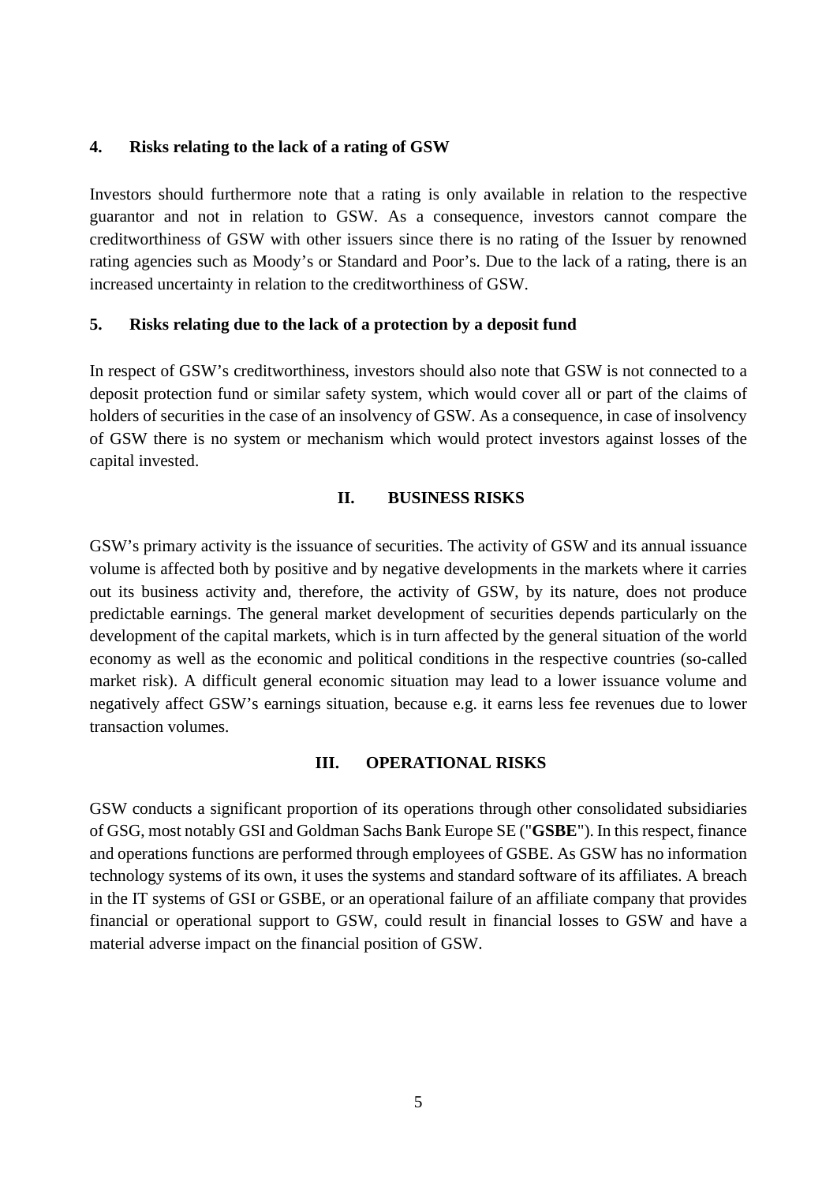### 4. Risks relating to the lack of a rating of GSW

Investors should furthermore note that a rating is only available in relation to the respective guarantor and not in relation to GSW. As a consequence, investors cannot compare the creditworthiness of GSW with other issuers since there is no rating of the Issuer by renowned rating agencies such as Moody's or Standard and Poor's. Due to the lack of a rating, there is an increased uncertainty in relation to the creditworthiness of GSW.

### 5. Risks relating due to the lack of a protection by a deposit fund

In respect of GSW's creditworthiness, investors should also note that GSW is not connected to a deposit protection fund or similar safety system, which would cover all or part of the claims of holders of securities in the case of an insolvency of GSW. As a consequence, in case of insolvency of GSW there is no system or mechanism which would protect investors against losses of the capital invested.

## II. BUSINESS RISKS

GSW's primary activity is the issuance of securities. The activity of GSW and its annual issuance volume is affected both by positive and by negative developments in the markets where it carries out its business activity and, therefore, the activity of GSW, by its nature, does not produce predictable earnings. The general market development of securities depends particularly on the development of the capital markets, which is in turn affected by the general situation of the world economy as well as the economic and political conditions in the respective countries (so-called market risk). A difficult general economic situation may lead to a lower issuance volume and negatively affect GSW's earnings situation, because e.g. it earns less fee revenues due to lower transaction volumes.

## III. OPERATIONAL RISKS

GSW conducts a significant proportion of its operations through other consolidated subsidiaries of GSG, most notably GSI and Goldman Sachs Bank Europe SE ("**GSBE**"). In this respect, finance and operations functions are performed through employees of GSBE. As GSW has no information technology systems of its own, it uses the systems and standard software of its affiliates. A breach in the IT systems of GSI or GSBE, or an operational failure of an affiliate company that provides financial or operational support to GSW, could result in financial losses to GSW and have a material adverse impact on the financial position of GSW.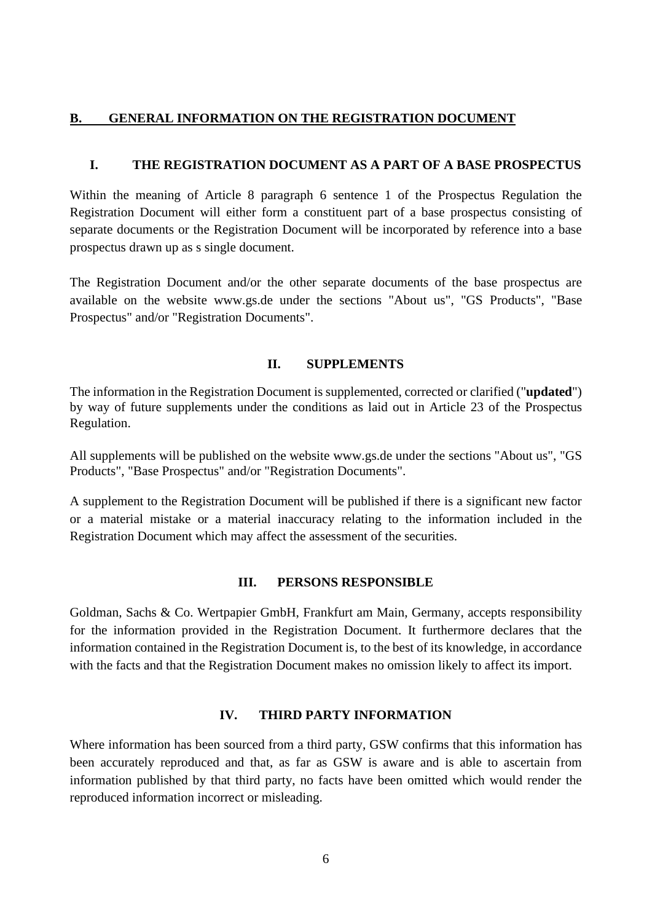## B. GENERAL INFORMATION ON THE REGISTRATION DOCUMENT

### I. THE REGISTRATION DOCUMENT AS A PART OF A BASE PROSPECTUS

Within the meaning of Article 8 paragraph 6 sentence 1 of the Prospectus Regulation the Registration Document will either form a constituent part of a base prospectus consisting of separate documents or the Registration Document will be incorporated by reference into a base prospectus drawn up as s single document.

The Registration Document and/or the other separate documents of the base prospectus are available on the website www.gs.de under the sections "About us", "GS Products", "Base Prospectus" and/or "Registration Documents".

### II. SUPPLEMENTS

The information in the Registration Document is supplemented, corrected or clarified ("**updated**") by way of future supplements under the conditions as laid out in Article 23 of the Prospectus Regulation.

All supplements will be published on the website www.gs.de under the sections "About us", "GS Products", "Base Prospectus" and/or "Registration Documents".

A supplement to the Registration Document will be published if there is a significant new factor or a material mistake or a material inaccuracy relating to the information included in the Registration Document which may affect the assessment of the securities.

### III. PERSONS RESPONSIBLE

Goldman, Sachs & Co. Wertpapier GmbH, Frankfurt am Main, Germany, accepts responsibility for the information provided in the Registration Document. It furthermore declares that the information contained in the Registration Document is, to the best of its knowledge, in accordance with the facts and that the Registration Document makes no omission likely to affect its import.

### IV. THIRD PARTY INFORMATION

Where information has been sourced from a third party, GSW confirms that this information has been accurately reproduced and that, as far as GSW is aware and is able to ascertain from information published by that third party, no facts have been omitted which would render the reproduced information incorrect or misleading.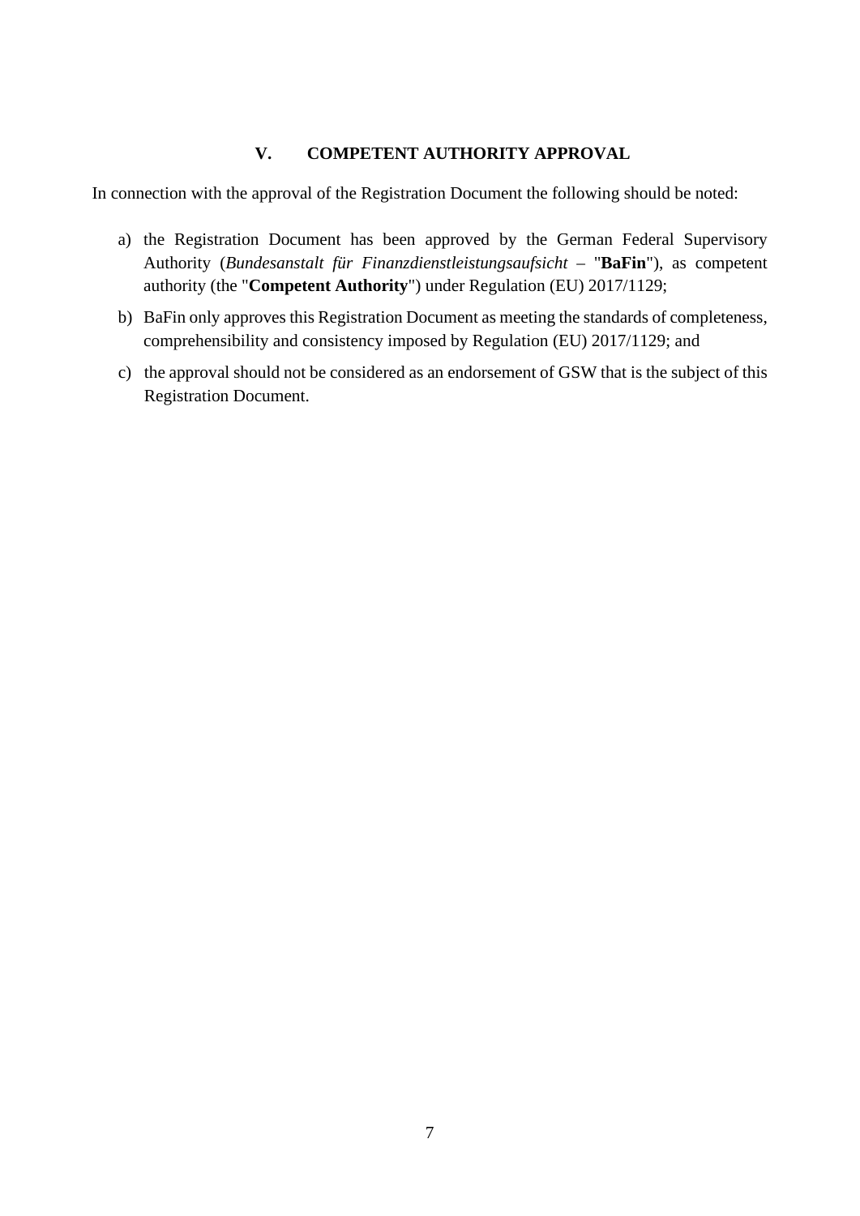## V. COMPETENT AUTHORITY APPROVAL

In connection with the approval of the Registration Document the following should be noted:

a) the Registration Document has been approved by the German Federal Supervisory Authority (*Bundesanstalt für Finanzdienstleistungsaufsicht* – "**BaFin**"), as competent authority (the "**Competent Authority**") under Regulation (EU) 2017/1129;

b) BaFin only approves this Registration Document as meeting the standards of completeness, comprehensibility and consistency imposed by Regulation (EU) 2017/1129; and

c) the approval should not be considered as an endorsement of GSW that is the subject of this Registration Document.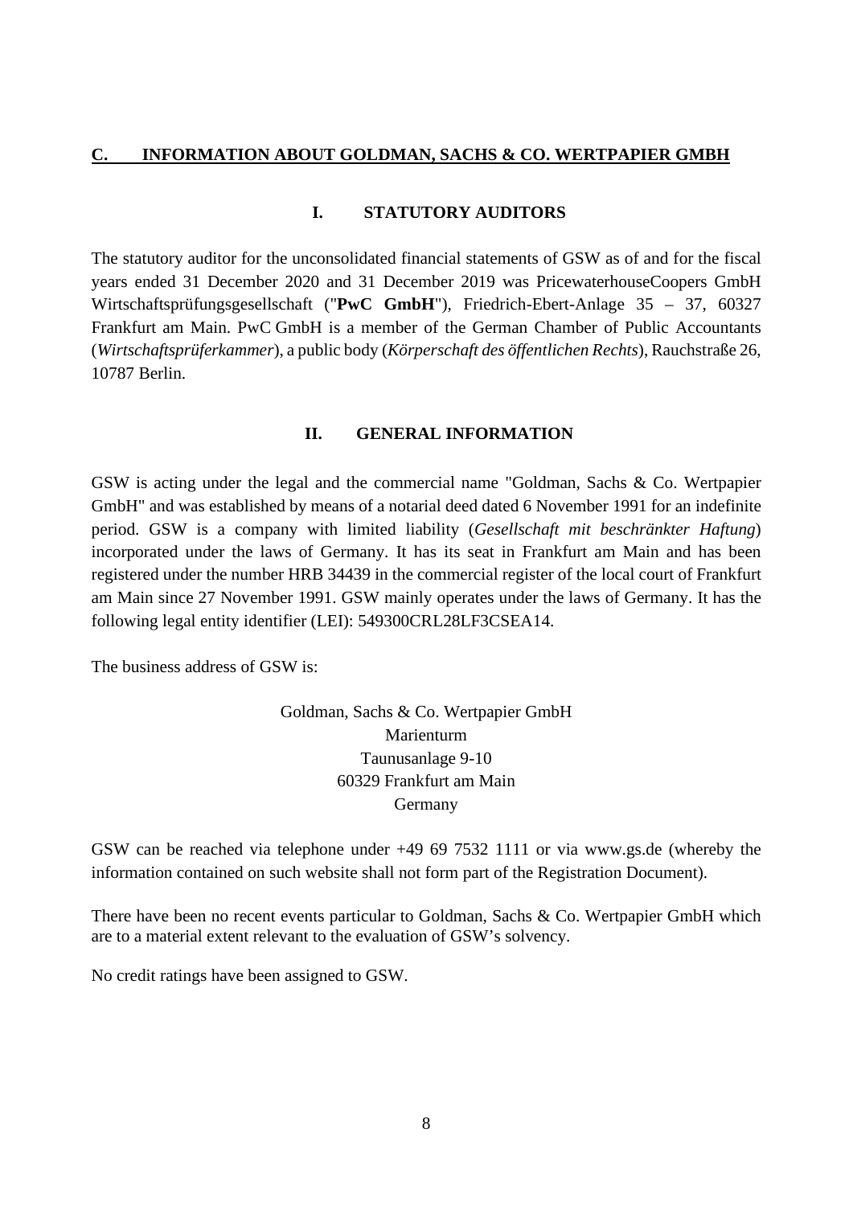## C. INFORMATION ABOUT GOLDMAN, SACHS & CO. WERTPAPIER GMBH

### I. STATUTORY AUDITORS

The statutory auditor for the unconsolidated financial statements of GSW as of and for the fiscal years ended 31 December 2020 and 31 December 2019 was PricewaterhouseCoopers GmbH Wirtschaftsprüfungsgesellschaft ("**PwC GmbH**"), Friedrich-Ebert-Anlage 35 – 37, 60327 Frankfurt am Main. PwC GmbH is a member of the German Chamber of Public Accountants (*Wirtschaftsprüferkammer*), a public body (*Körperschaft des öffentlichen Rechts*), Rauchstraße 26, 10787 Berlin.

### II. GENERAL INFORMATION

GSW is acting under the legal and the commercial name "Goldman, Sachs & Co. Wertpapier GmbH" and was established by means of a notarial deed dated 6 November 1991 for an indefinite period. GSW is a company with limited liability (*Gesellschaft mit beschränkter Haftung*) incorporated under the laws of Germany. It has its seat in Frankfurt am Main and has been registered under the number HRB 34439 in the commercial register of the local court of Frankfurt am Main since 27 November 1991. GSW mainly operates under the laws of Germany. It has the following legal entity identifier (LEI): 549300CRL28LF3CSEA14.

The business address of GSW is:

Goldman, Sachs & Co. Wertpapier GmbH
Marienturm
Taunusanlage 9-10
60329 Frankfurt am Main
Germany

GSW can be reached via telephone under +49 69 7532 1111 or via www.gs.de (whereby the information contained on such website shall not form part of the Registration Document).

There have been no recent events particular to Goldman, Sachs & Co. Wertpapier GmbH which are to a material extent relevant to the evaluation of GSW's solvency.

No credit ratings have been assigned to GSW.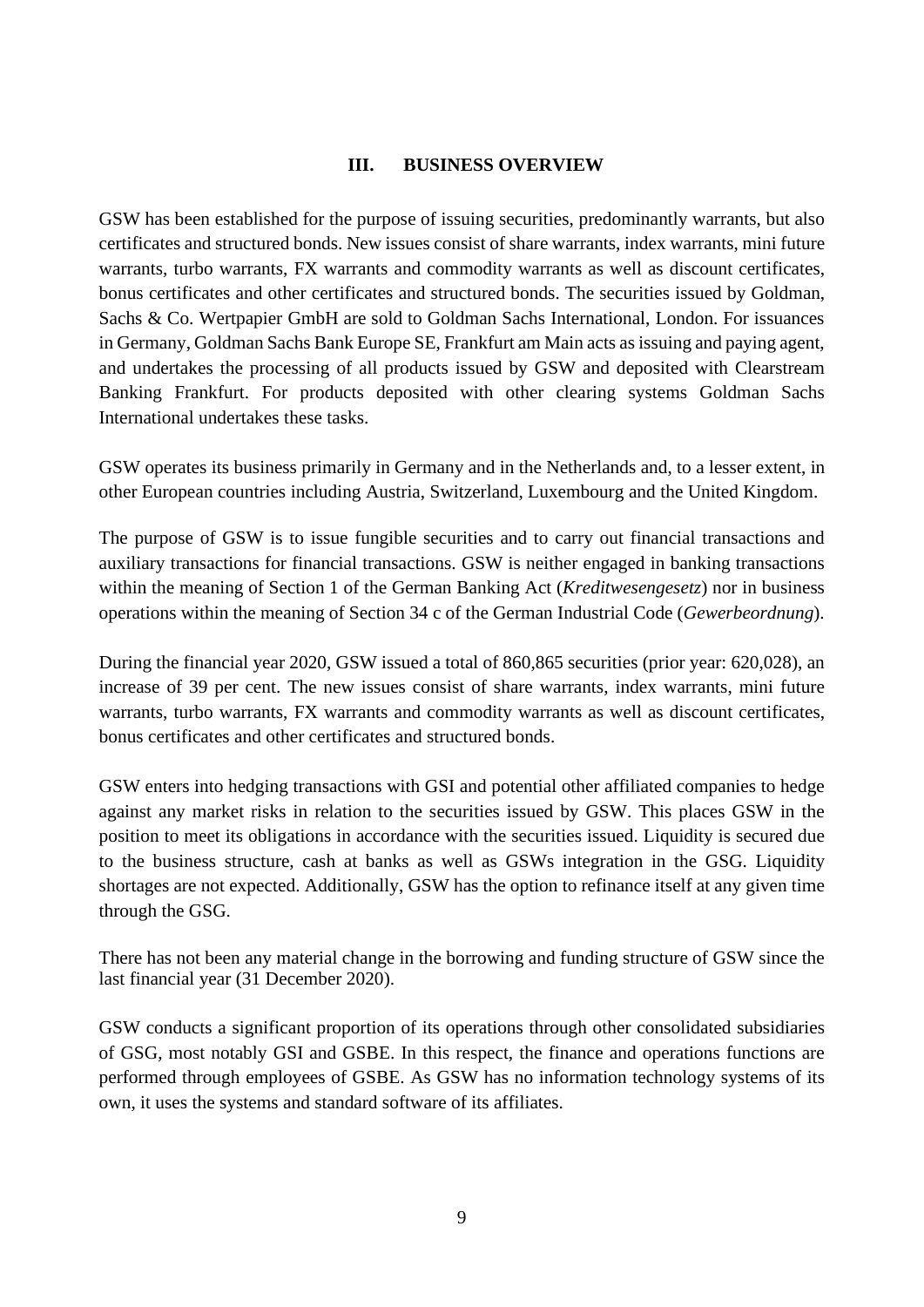## III. BUSINESS OVERVIEW

GSW has been established for the purpose of issuing securities, predominantly warrants, but also certificates and structured bonds. New issues consist of share warrants, index warrants, mini future warrants, turbo warrants, FX warrants and commodity warrants as well as discount certificates, bonus certificates and other certificates and structured bonds. The securities issued by Goldman, Sachs & Co. Wertpapier GmbH are sold to Goldman Sachs International, London. For issuances in Germany, Goldman Sachs Bank Europe SE, Frankfurt am Main acts as issuing and paying agent, and undertakes the processing of all products issued by GSW and deposited with Clearstream Banking Frankfurt. For products deposited with other clearing systems Goldman Sachs International undertakes these tasks.

GSW operates its business primarily in Germany and in the Netherlands and, to a lesser extent, in other European countries including Austria, Switzerland, Luxembourg and the United Kingdom.

The purpose of GSW is to issue fungible securities and to carry out financial transactions and auxiliary transactions for financial transactions. GSW is neither engaged in banking transactions within the meaning of Section 1 of the German Banking Act (*Kreditwesengesetz*) nor in business operations within the meaning of Section 34 c of the German Industrial Code (*Gewerbeordnung*).

During the financial year 2020, GSW issued a total of 860,865 securities (prior year: 620,028), an increase of 39 per cent. The new issues consist of share warrants, index warrants, mini future warrants, turbo warrants, FX warrants and commodity warrants as well as discount certificates, bonus certificates and other certificates and structured bonds.

GSW enters into hedging transactions with GSI and potential other affiliated companies to hedge against any market risks in relation to the securities issued by GSW. This places GSW in the position to meet its obligations in accordance with the securities issued. Liquidity is secured due to the business structure, cash at banks as well as GSWs integration in the GSG. Liquidity shortages are not expected. Additionally, GSW has the option to refinance itself at any given time through the GSG.

There has not been any material change in the borrowing and funding structure of GSW since the last financial year (31 December 2020).

GSW conducts a significant proportion of its operations through other consolidated subsidiaries of GSG, most notably GSI and GSBE. In this respect, the finance and operations functions are performed through employees of GSBE. As GSW has no information technology systems of its own, it uses the systems and standard software of its affiliates.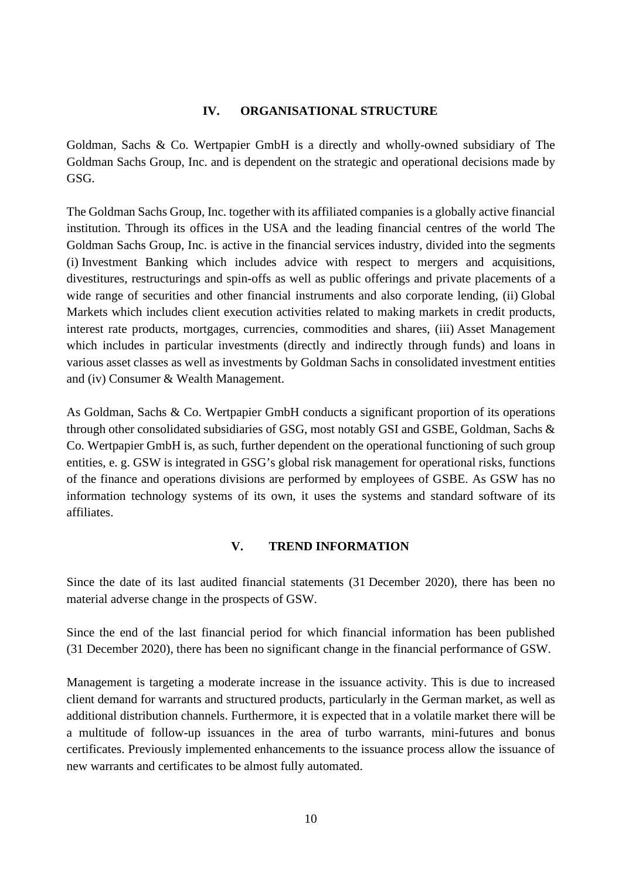## IV. ORGANISATIONAL STRUCTURE

Goldman, Sachs & Co. Wertpapier GmbH is a directly and wholly-owned subsidiary of The Goldman Sachs Group, Inc. and is dependent on the strategic and operational decisions made by GSG.

The Goldman Sachs Group, Inc. together with its affiliated companies is a globally active financial institution. Through its offices in the USA and the leading financial centres of the world The Goldman Sachs Group, Inc. is active in the financial services industry, divided into the segments (i) Investment Banking which includes advice with respect to mergers and acquisitions, divestitures, restructurings and spin-offs as well as public offerings and private placements of a wide range of securities and other financial instruments and also corporate lending, (ii) Global Markets which includes client execution activities related to making markets in credit products, interest rate products, mortgages, currencies, commodities and shares, (iii) Asset Management which includes in particular investments (directly and indirectly through funds) and loans in various asset classes as well as investments by Goldman Sachs in consolidated investment entities and (iv) Consumer & Wealth Management.

As Goldman, Sachs & Co. Wertpapier GmbH conducts a significant proportion of its operations through other consolidated subsidiaries of GSG, most notably GSI and GSBE, Goldman, Sachs & Co. Wertpapier GmbH is, as such, further dependent on the operational functioning of such group entities, e. g. GSW is integrated in GSG's global risk management for operational risks, functions of the finance and operations divisions are performed by employees of GSBE. As GSW has no information technology systems of its own, it uses the systems and standard software of its affiliates.

## V. TREND INFORMATION

Since the date of its last audited financial statements (31 December 2020), there has been no material adverse change in the prospects of GSW.

Since the end of the last financial period for which financial information has been published (31 December 2020), there has been no significant change in the financial performance of GSW.

Management is targeting a moderate increase in the issuance activity. This is due to increased client demand for warrants and structured products, particularly in the German market, as well as additional distribution channels. Furthermore, it is expected that in a volatile market there will be a multitude of follow-up issuances in the area of turbo warrants, mini-futures and bonus certificates. Previously implemented enhancements to the issuance process allow the issuance of new warrants and certificates to be almost fully automated.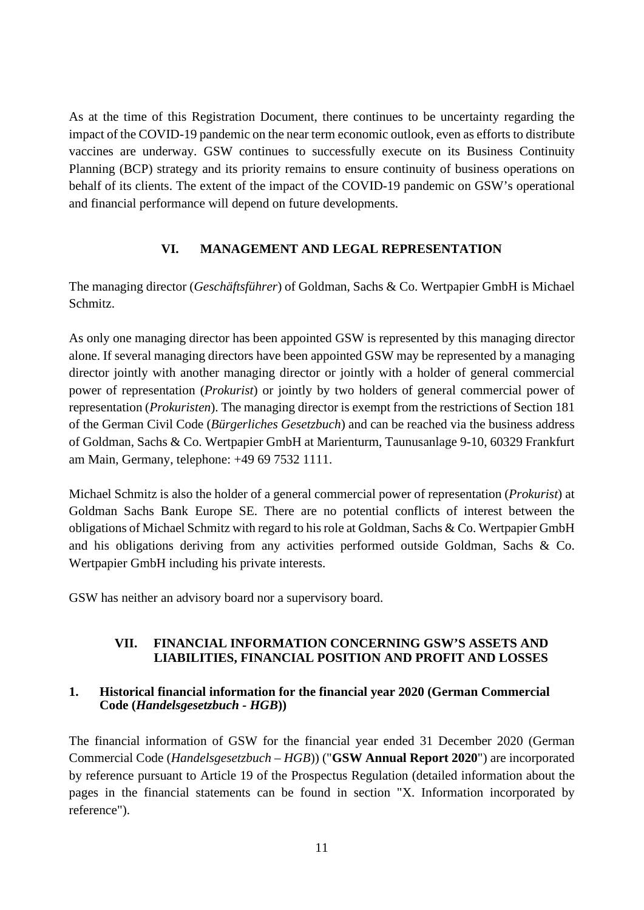As at the time of this Registration Document, there continues to be uncertainty regarding the impact of the COVID-19 pandemic on the near term economic outlook, even as efforts to distribute vaccines are underway. GSW continues to successfully execute on its Business Continuity Planning (BCP) strategy and its priority remains to ensure continuity of business operations on behalf of its clients. The extent of the impact of the COVID-19 pandemic on GSW's operational and financial performance will depend on future developments.

## VI. MANAGEMENT AND LEGAL REPRESENTATION

The managing director (*Geschäftsführer*) of Goldman, Sachs & Co. Wertpapier GmbH is Michael Schmitz.

As only one managing director has been appointed GSW is represented by this managing director alone. If several managing directors have been appointed GSW may be represented by a managing director jointly with another managing director or jointly with a holder of general commercial power of representation (*Prokurist*) or jointly by two holders of general commercial power of representation (*Prokuristen*). The managing director is exempt from the restrictions of Section 181 of the German Civil Code (*Bürgerliches Gesetzbuch*) and can be reached via the business address of Goldman, Sachs & Co. Wertpapier GmbH at Marienturm, Taunusanlage 9-10, 60329 Frankfurt am Main, Germany, telephone: +49 69 7532 1111.

Michael Schmitz is also the holder of a general commercial power of representation (*Prokurist*) at Goldman Sachs Bank Europe SE. There are no potential conflicts of interest between the obligations of Michael Schmitz with regard to his role at Goldman, Sachs & Co. Wertpapier GmbH and his obligations deriving from any activities performed outside Goldman, Sachs & Co. Wertpapier GmbH including his private interests.

GSW has neither an advisory board nor a supervisory board.

## VII. FINANCIAL INFORMATION CONCERNING GSW'S ASSETS AND LIABILITIES, FINANCIAL POSITION AND PROFIT AND LOSSES

### 1. Historical financial information for the financial year 2020 (German Commercial Code (*Handelsgesetzbuch - HGB*))

The financial information of GSW for the financial year ended 31 December 2020 (German Commercial Code (*Handelsgesetzbuch – HGB*)) ("**GSW Annual Report 2020**") are incorporated by reference pursuant to Article 19 of the Prospectus Regulation (detailed information about the pages in the financial statements can be found in section "X. Information incorporated by reference").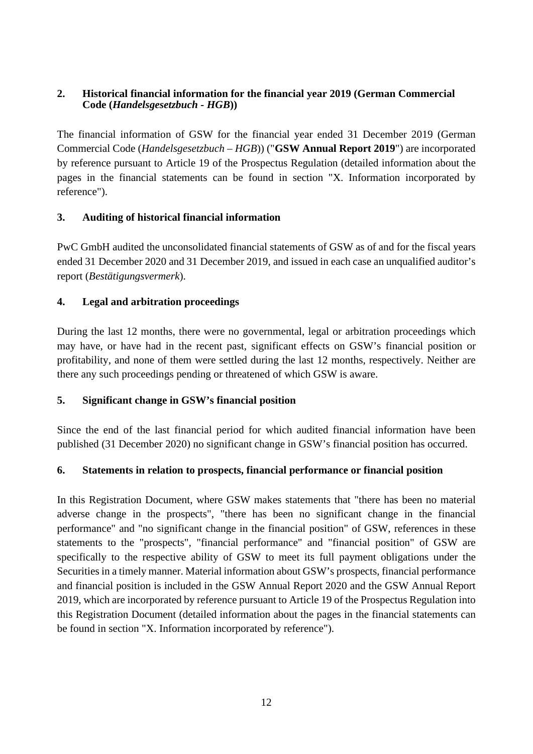## 2. Historical financial information for the financial year 2019 (German Commercial Code (*Handelsgesetzbuch - HGB*))

The financial information of GSW for the financial year ended 31 December 2019 (German Commercial Code (*Handelsgesetzbuch – HGB*)) ("**GSW Annual Report 2019**") are incorporated by reference pursuant to Article 19 of the Prospectus Regulation (detailed information about the pages in the financial statements can be found in section "X. Information incorporated by reference").

## 3. Auditing of historical financial information

PwC GmbH audited the unconsolidated financial statements of GSW as of and for the fiscal years ended 31 December 2020 and 31 December 2019, and issued in each case an unqualified auditor's report (*Bestätigungsvermerk*).

## 4. Legal and arbitration proceedings

During the last 12 months, there were no governmental, legal or arbitration proceedings which may have, or have had in the recent past, significant effects on GSW's financial position or profitability, and none of them were settled during the last 12 months, respectively. Neither are there any such proceedings pending or threatened of which GSW is aware.

## 5. Significant change in GSW's financial position

Since the end of the last financial period for which audited financial information have been published (31 December 2020) no significant change in GSW's financial position has occurred.

## 6. Statements in relation to prospects, financial performance or financial position

In this Registration Document, where GSW makes statements that "there has been no material adverse change in the prospects", "there has been no significant change in the financial performance" and "no significant change in the financial position" of GSW, references in these statements to the "prospects", "financial performance" and "financial position" of GSW are specifically to the respective ability of GSW to meet its full payment obligations under the Securities in a timely manner. Material information about GSW's prospects, financial performance and financial position is included in the GSW Annual Report 2020 and the GSW Annual Report 2019, which are incorporated by reference pursuant to Article 19 of the Prospectus Regulation into this Registration Document (detailed information about the pages in the financial statements can be found in section "X. Information incorporated by reference").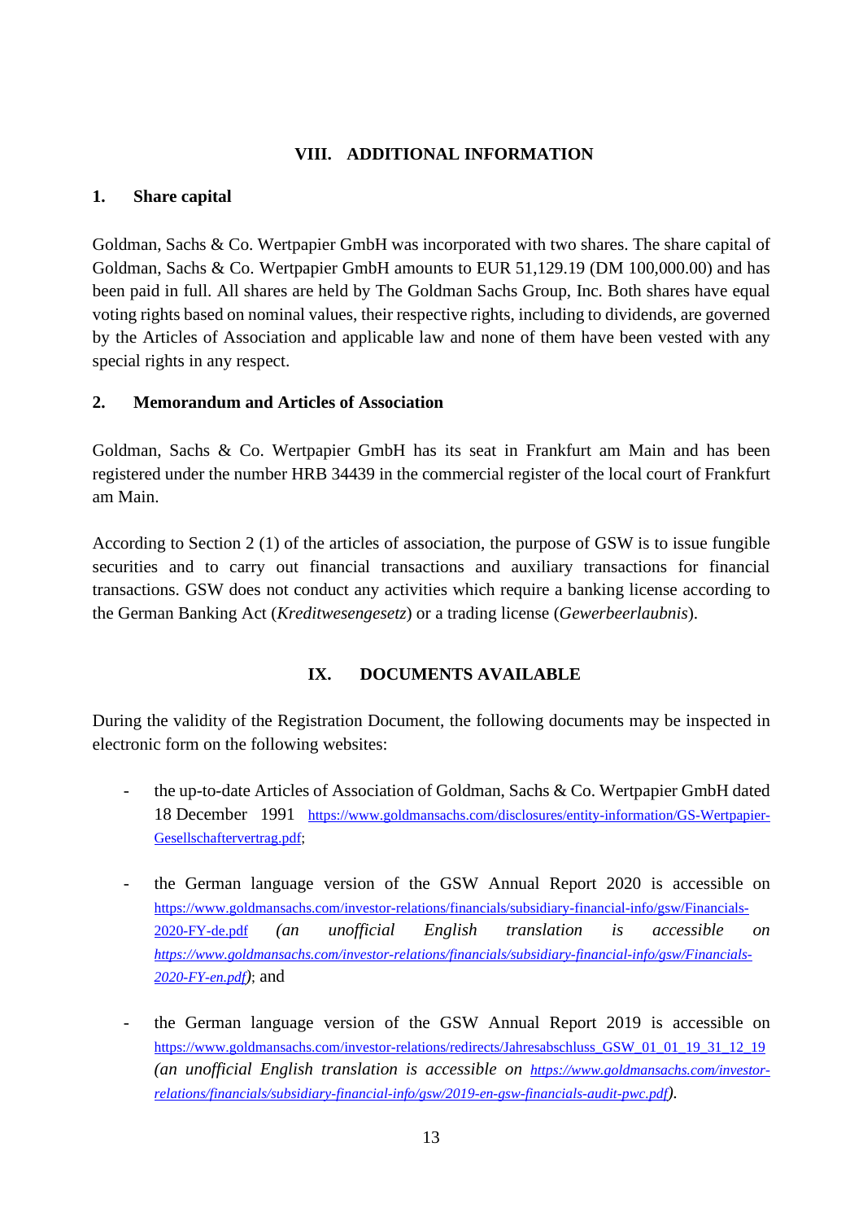# VIII. ADDITIONAL INFORMATION

## 1. Share capital

Goldman, Sachs & Co. Wertpapier GmbH was incorporated with two shares. The share capital of Goldman, Sachs & Co. Wertpapier GmbH amounts to EUR 51,129.19 (DM 100,000.00) and has been paid in full. All shares are held by The Goldman Sachs Group, Inc. Both shares have equal voting rights based on nominal values, their respective rights, including to dividends, are governed by the Articles of Association and applicable law and none of them have been vested with any special rights in any respect.

## 2. Memorandum and Articles of Association

Goldman, Sachs & Co. Wertpapier GmbH has its seat in Frankfurt am Main and has been registered under the number HRB 34439 in the commercial register of the local court of Frankfurt am Main.

According to Section 2 (1) of the articles of association, the purpose of GSW is to issue fungible securities and to carry out financial transactions and auxiliary transactions for financial transactions. GSW does not conduct any activities which require a banking license according to the German Banking Act (*Kreditwesengesetz*) or a trading license (*Gewerbeerlaubnis*).

# IX. DOCUMENTS AVAILABLE

During the validity of the Registration Document, the following documents may be inspected in electronic form on the following websites:

- the up-to-date Articles of Association of Goldman, Sachs & Co. Wertpapier GmbH dated 18 December 1991 https://www.goldmansachs.com/disclosures/entity-information/GS-Wertpapier-Gesellschaftervertrag.pdf;
- the German language version of the GSW Annual Report 2020 is accessible on https://www.goldmansachs.com/investor-relations/financials/subsidiary-financial-info/gsw/Financials-2020-FY-de.pdf *(an unofficial English translation is accessible on https://www.goldmansachs.com/investor-relations/financials/subsidiary-financial-info/gsw/Financials-2020-FY-en.pdf)*; and
- the German language version of the GSW Annual Report 2019 is accessible on https://www.goldmansachs.com/investor-relations/redirects/Jahresabschluss_GSW_01_01_19_31_12_19 *(an unofficial English translation is accessible on https://www.goldmansachs.com/investor-relations/financials/subsidiary-financial-info/gsw/2019-en-gsw-financials-audit-pwc.pdf)*.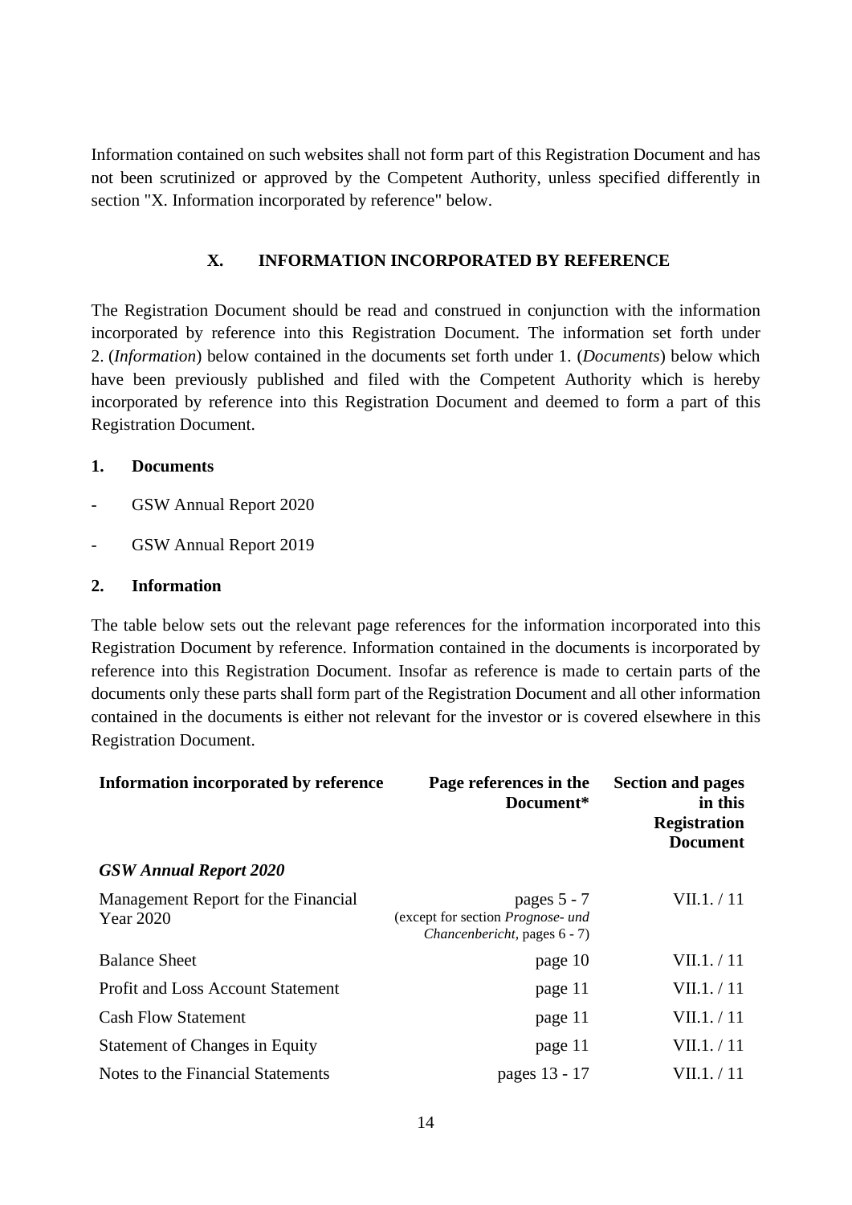Information contained on such websites shall not form part of this Registration Document and has not been scrutinized or approved by the Competent Authority, unless specified differently in section "X. Information incorporated by reference" below.

## X. INFORMATION INCORPORATED BY REFERENCE

The Registration Document should be read and construed in conjunction with the information incorporated by reference into this Registration Document. The information set forth under 2. (*Information*) below contained in the documents set forth under 1. (*Documents*) below which have been previously published and filed with the Competent Authority which is hereby incorporated by reference into this Registration Document and deemed to form a part of this Registration Document.

### 1. Documents

- GSW Annual Report 2020
- GSW Annual Report 2019

### 2. Information

The table below sets out the relevant page references for the information incorporated into this Registration Document by reference. Information contained in the documents is incorporated by reference into this Registration Document. Insofar as reference is made to certain parts of the documents only these parts shall form part of the Registration Document and all other information contained in the documents is either not relevant for the investor or is covered elsewhere in this Registration Document.

| Information incorporated by reference | Page references in the Document* | Section and pages in this Registration Document |
|---|---|---|
| ***GSW Annual Report 2020*** | | |
| Management Report for the Financial Year 2020 | pages 5 - 7 (except for section *Prognose- und Chancenbericht*, pages 6 - 7) | VII.1. / 11 |
| Balance Sheet | page 10 | VII.1. / 11 |
| Profit and Loss Account Statement | page 11 | VII.1. / 11 |
| Cash Flow Statement | page 11 | VII.1. / 11 |
| Statement of Changes in Equity | page 11 | VII.1. / 11 |
| Notes to the Financial Statements | pages 13 - 17 | VII.1. / 11 |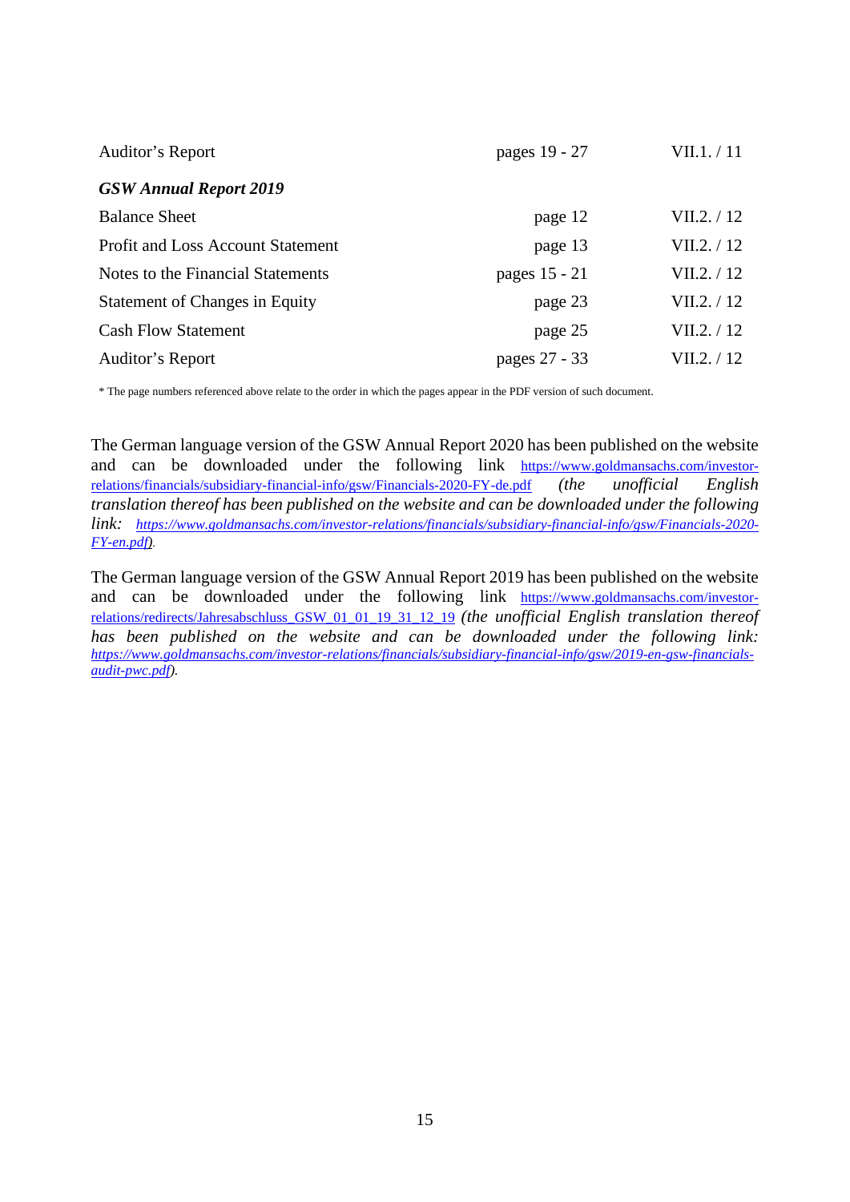| | | |
|---|---|---|
| Auditor's Report | pages 19 - 27 | VII.1. / 11 |
| ***GSW Annual Report 2019*** | | |
| Balance Sheet | page 12 | VII.2. / 12 |
| Profit and Loss Account Statement | page 13 | VII.2. / 12 |
| Notes to the Financial Statements | pages 15 - 21 | VII.2. / 12 |
| Statement of Changes in Equity | page 23 | VII.2. / 12 |
| Cash Flow Statement | page 25 | VII.2. / 12 |
| Auditor's Report | pages 27 - 33 | VII.2. / 12 |

* The page numbers referenced above relate to the order in which the pages appear in the PDF version of such document.

The German language version of the GSW Annual Report 2020 has been published on the website and can be downloaded under the following link https://www.goldmansachs.com/investor-relations/financials/subsidiary-financial-info/gsw/Financials-2020-FY-de.pdf *(the unofficial English translation thereof has been published on the website and can be downloaded under the following link: https://www.goldmansachs.com/investor-relations/financials/subsidiary-financial-info/gsw/Financials-2020-FY-en.pdf).*

The German language version of the GSW Annual Report 2019 has been published on the website and can be downloaded under the following link https://www.goldmansachs.com/investor-relations/redirects/Jahresabschluss_GSW_01_01_19_31_12_19 *(the unofficial English translation thereof has been published on the website and can be downloaded under the following link: https://www.goldmansachs.com/investor-relations/financials/subsidiary-financial-info/gsw/2019-en-gsw-financials-audit-pwc.pdf).*